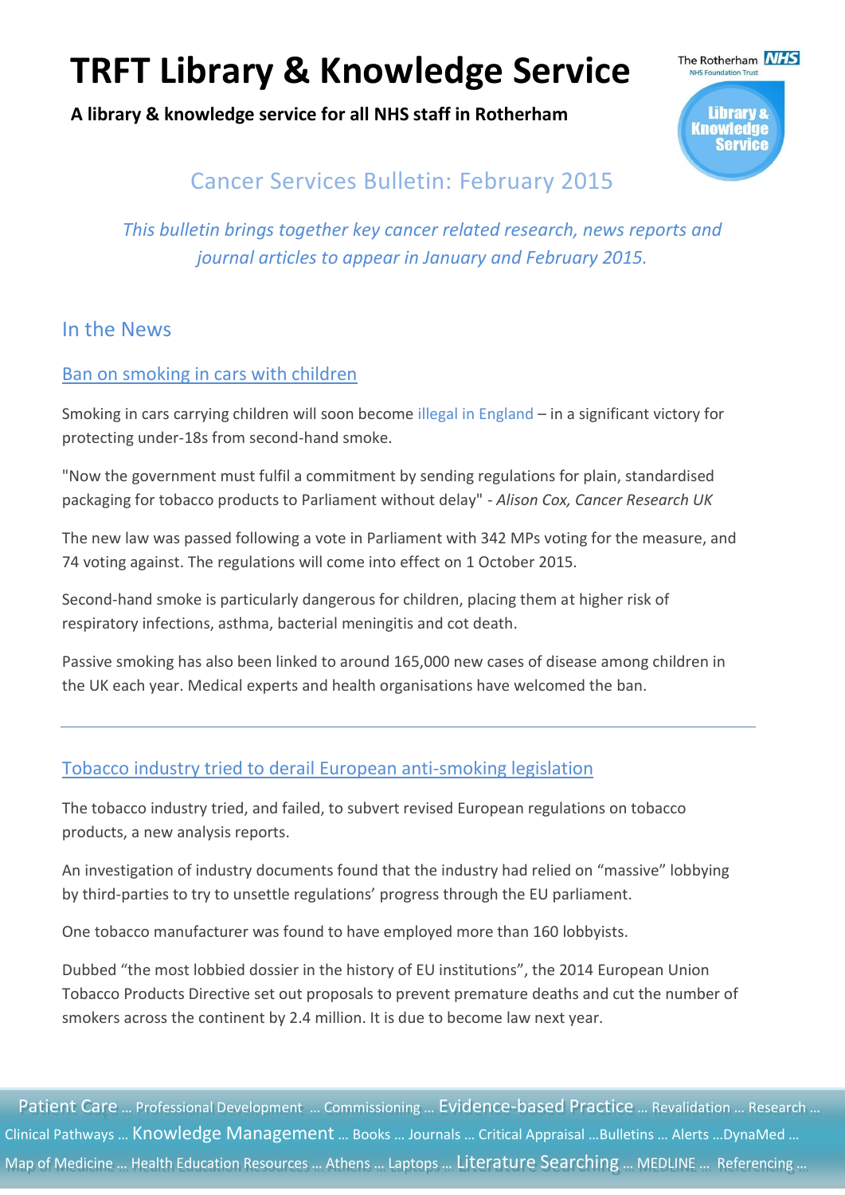# TRFT Library & Knowledge Service

**A library & knowledge service for all NHS staff in Rotherham**

## Cancer Services Bulletin: February 2015

*This bulletin brings together key cancer related research, news reports and journal articles to appear in January and February 2015.*

## In the News

### Ban on smoking in cars with children

Smoking in cars carrying children will soon become illegal in England – in a significant victory for protecting under-18s from second-hand smoke.

"Now the government must fulfil a commitment by sending regulations for plain, standardised packaging for tobacco products to Parliament without delay" - *Alison Cox, Cancer Research UK*

The new law was passed following a vote in Parliament with 342 MPs voting for the measure, and 74 voting against. The regulations will come into effect on 1 October 2015.

Second-hand smoke is particularly dangerous for children, placing them at higher risk of respiratory infections, asthma, bacterial meningitis and cot death.

Passive smoking has also been linked to around 165,000 new cases of disease among children in the UK each year. Medical experts and health organisations have welcomed the ban.

---

### Tobacco industry tried to derail European anti-smoking legislation

The tobacco industry tried, and failed, to subvert revised European regulations on tobacco products, a new analysis reports.

An investigation of industry documents found that the industry had relied on "massive" lobbying by third-parties to try to unsettle regulations' progress through the EU parliament.

One tobacco manufacturer was found to have employed more than 160 lobbyists.

Dubbed "the most lobbied dossier in the history of EU institutions", the 2014 European Union Tobacco Products Directive set out proposals to prevent premature deaths and cut the number of smokers across the continent by 2.4 million. It is due to become law next year.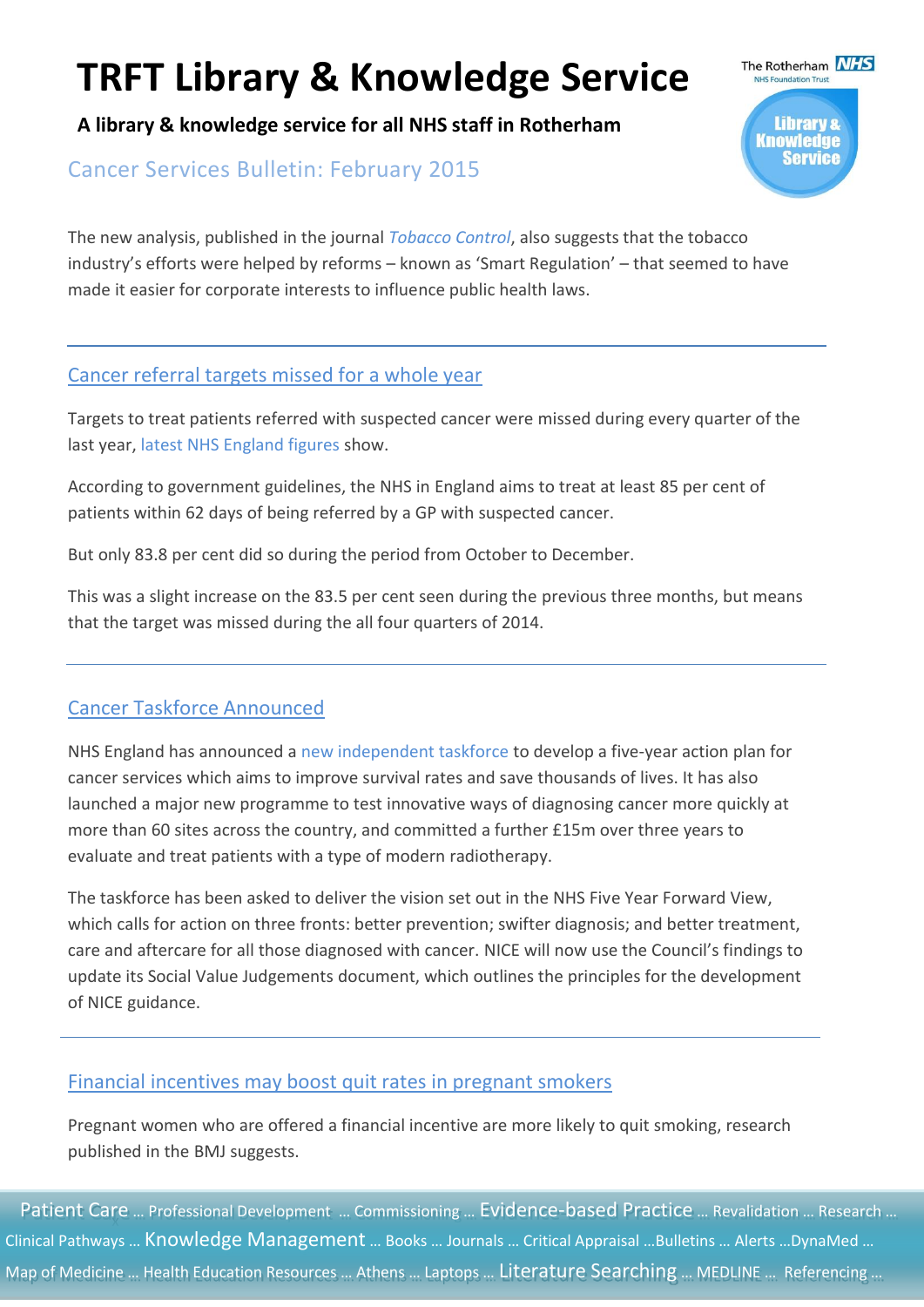The new analysis, published in the journal *Tobacco Control*, also suggests that the tobacco industry's efforts were helped by reforms – known as 'Smart Regulation' – that seemed to have made it easier for corporate interests to influence public health laws.

---

## Cancer referral targets missed for a whole year

Targets to treat patients referred with suspected cancer were missed during every quarter of the last year, latest NHS England figures show.

According to government guidelines, the NHS in England aims to treat at least 85 per cent of patients within 62 days of being referred by a GP with suspected cancer.

But only 83.8 per cent did so during the period from October to December.

This was a slight increase on the 83.5 per cent seen during the previous three months, but means that the target was missed during the all four quarters of 2014.

---

## Cancer Taskforce Announced

NHS England has announced a new independent taskforce to develop a five-year action plan for cancer services which aims to improve survival rates and save thousands of lives. It has also launched a major new programme to test innovative ways of diagnosing cancer more quickly at more than 60 sites across the country, and committed a further £15m over three years to evaluate and treat patients with a type of modern radiotherapy.

The taskforce has been asked to deliver the vision set out in the NHS Five Year Forward View, which calls for action on three fronts: better prevention; swifter diagnosis; and better treatment, care and aftercare for all those diagnosed with cancer. NICE will now use the Council's findings to update its Social Value Judgements document, which outlines the principles for the development of NICE guidance.

---

## Financial incentives may boost quit rates in pregnant smokers

Pregnant women who are offered a financial incentive are more likely to quit smoking, research published in the BMJ suggests.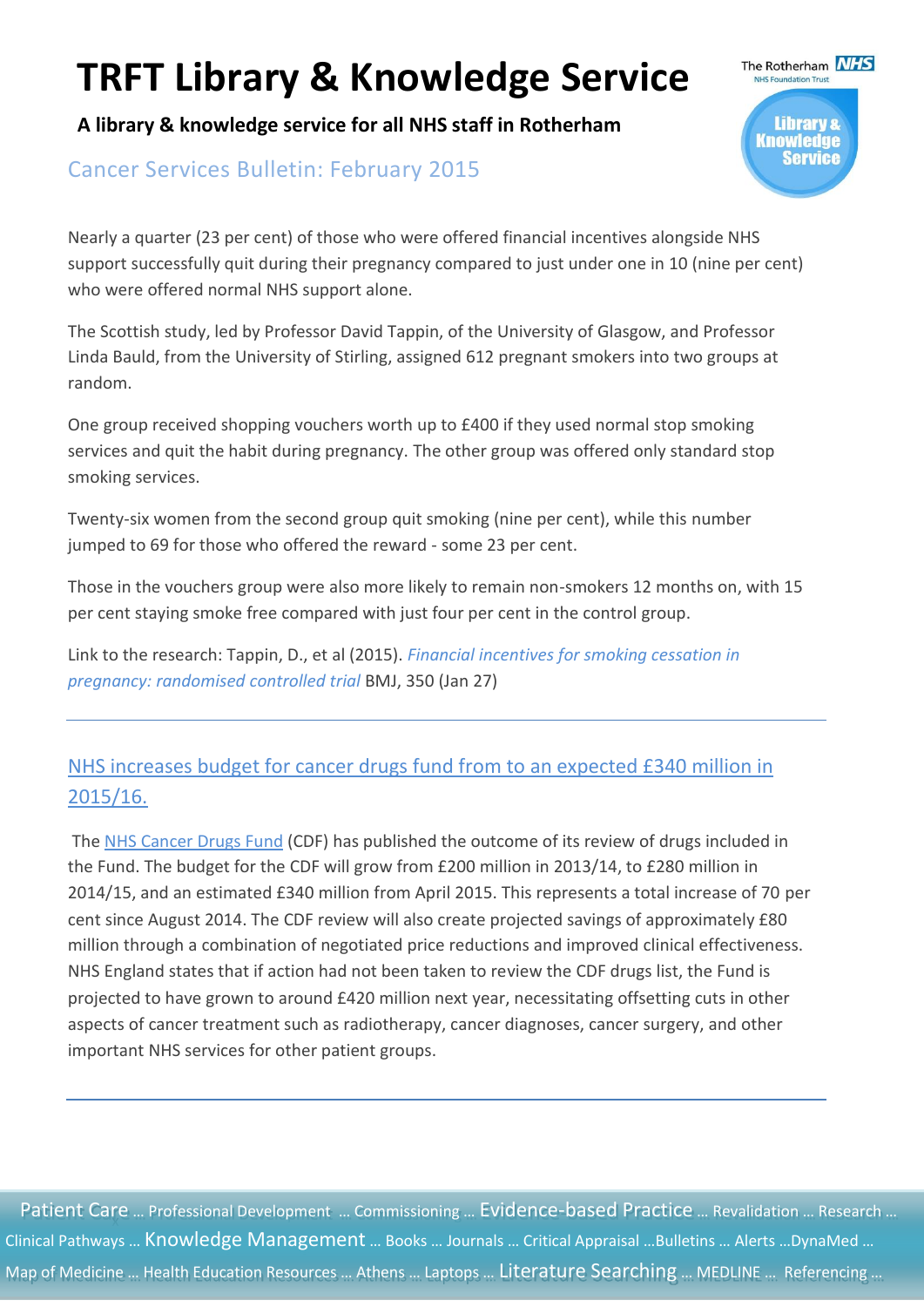Nearly a quarter (23 per cent) of those who were offered financial incentives alongside NHS support successfully quit during their pregnancy compared to just under one in 10 (nine per cent) who were offered normal NHS support alone.

The Scottish study, led by Professor David Tappin, of the University of Glasgow, and Professor Linda Bauld, from the University of Stirling, assigned 612 pregnant smokers into two groups at random.

One group received shopping vouchers worth up to £400 if they used normal stop smoking services and quit the habit during pregnancy. The other group was offered only standard stop smoking services.

Twenty-six women from the second group quit smoking (nine per cent), while this number jumped to 69 for those who offered the reward - some 23 per cent.

Those in the vouchers group were also more likely to remain non-smokers 12 months on, with 15 per cent staying smoke free compared with just four per cent in the control group.

Link to the research: Tappin, D., et al (2015). *Financial incentives for smoking cessation in pregnancy: randomised controlled trial* BMJ, 350 (Jan 27)

---

## NHS increases budget for cancer drugs fund from to an expected £340 million in 2015/16.

The NHS Cancer Drugs Fund (CDF) has published the outcome of its review of drugs included in the Fund. The budget for the CDF will grow from £200 million in 2013/14, to £280 million in 2014/15, and an estimated £340 million from April 2015. This represents a total increase of 70 per cent since August 2014. The CDF review will also create projected savings of approximately £80 million through a combination of negotiated price reductions and improved clinical effectiveness. NHS England states that if action had not been taken to review the CDF drugs list, the Fund is projected to have grown to around £420 million next year, necessitating offsetting cuts in other aspects of cancer treatment such as radiotherapy, cancer diagnoses, cancer surgery, and other important NHS services for other patient groups.

---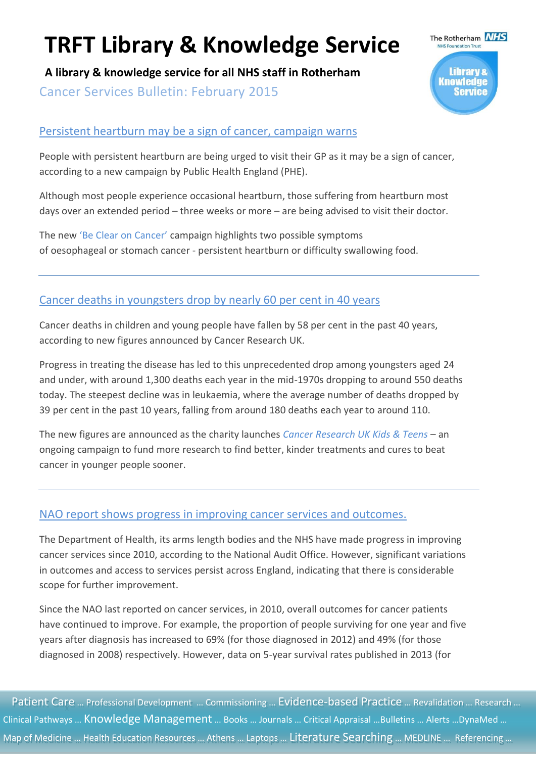# TRFT Library & Knowledge Service

**A library & knowledge service for all NHS staff in Rotherham**

Cancer Services Bulletin: February 2015

## Persistent heartburn may be a sign of cancer, campaign warns

People with persistent heartburn are being urged to visit their GP as it may be a sign of cancer, according to a new campaign by Public Health England (PHE).

Although most people experience occasional heartburn, those suffering from heartburn most days over an extended period – three weeks or more – are being advised to visit their doctor.

The new 'Be Clear on Cancer' campaign highlights two possible symptoms of oesophageal or stomach cancer - persistent heartburn or difficulty swallowing food.

---

## Cancer deaths in youngsters drop by nearly 60 per cent in 40 years

Cancer deaths in children and young people have fallen by 58 per cent in the past 40 years, according to new figures announced by Cancer Research UK.

Progress in treating the disease has led to this unprecedented drop among youngsters aged 24 and under, with around 1,300 deaths each year in the mid-1970s dropping to around 550 deaths today. The steepest decline was in leukaemia, where the average number of deaths dropped by 39 per cent in the past 10 years, falling from around 180 deaths each year to around 110.

The new figures are announced as the charity launches *Cancer Research UK Kids & Teens* – an ongoing campaign to fund more research to find better, kinder treatments and cures to beat cancer in younger people sooner.

---

## NAO report shows progress in improving cancer services and outcomes.

The Department of Health, its arms length bodies and the NHS have made progress in improving cancer services since 2010, according to the National Audit Office. However, significant variations in outcomes and access to services persist across England, indicating that there is considerable scope for further improvement.

Since the NAO last reported on cancer services, in 2010, overall outcomes for cancer patients have continued to improve. For example, the proportion of people surviving for one year and five years after diagnosis has increased to 69% (for those diagnosed in 2012) and 49% (for those diagnosed in 2008) respectively. However, data on 5-year survival rates published in 2013 (for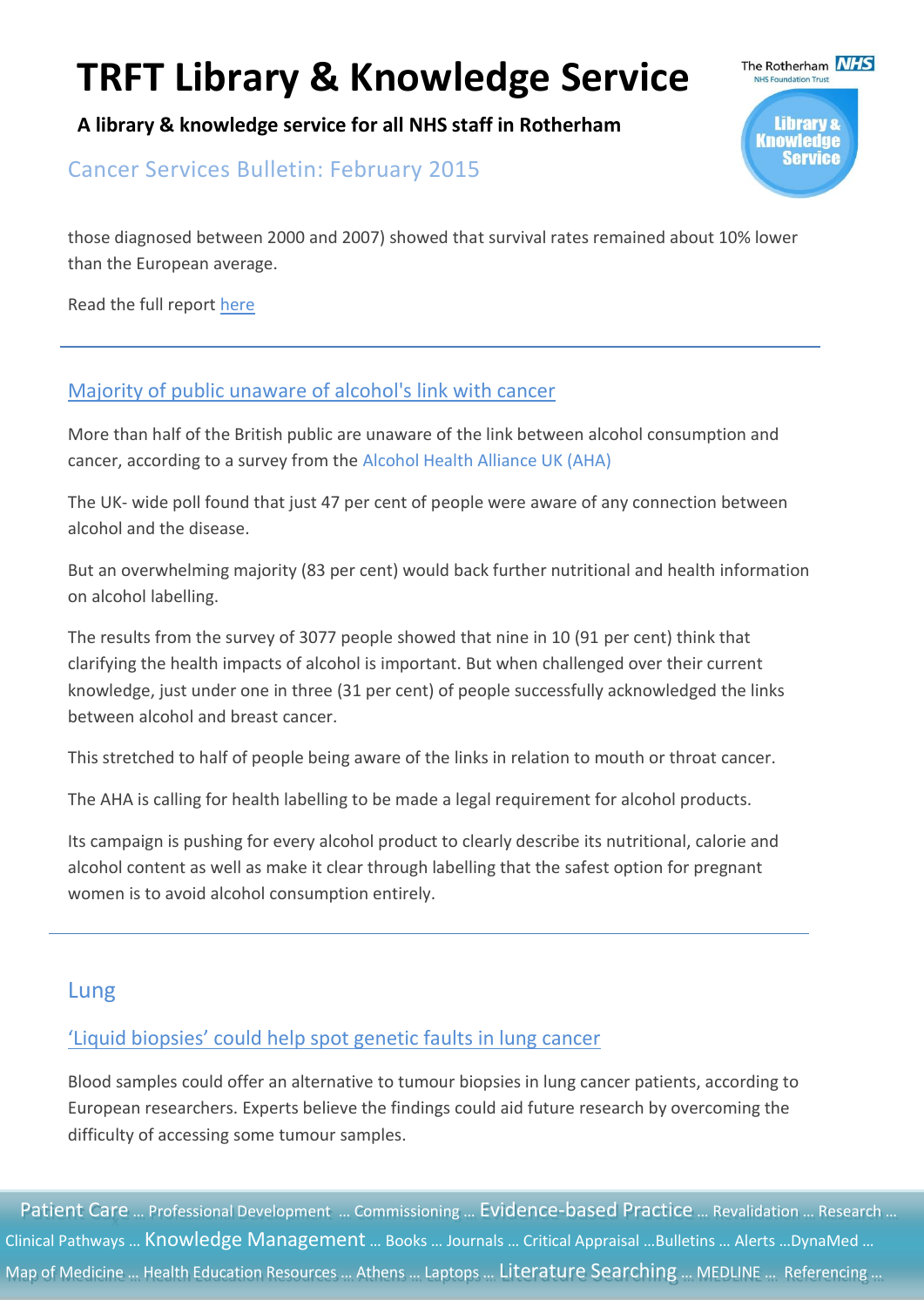those diagnosed between 2000 and 2007) showed that survival rates remained about 10% lower than the European average.

Read the full report here

---

## Majority of public unaware of alcohol's link with cancer

More than half of the British public are unaware of the link between alcohol consumption and cancer, according to a survey from the Alcohol Health Alliance UK (AHA)

The UK- wide poll found that just 47 per cent of people were aware of any connection between alcohol and the disease.

But an overwhelming majority (83 per cent) would back further nutritional and health information on alcohol labelling.

The results from the survey of 3077 people showed that nine in 10 (91 per cent) think that clarifying the health impacts of alcohol is important. But when challenged over their current knowledge, just under one in three (31 per cent) of people successfully acknowledged the links between alcohol and breast cancer.

This stretched to half of people being aware of the links in relation to mouth or throat cancer.

The AHA is calling for health labelling to be made a legal requirement for alcohol products.

Its campaign is pushing for every alcohol product to clearly describe its nutritional, calorie and alcohol content as well as make it clear through labelling that the safest option for pregnant women is to avoid alcohol consumption entirely.

---

# Lung

## 'Liquid biopsies' could help spot genetic faults in lung cancer

Blood samples could offer an alternative to tumour biopsies in lung cancer patients, according to European researchers. Experts believe the findings could aid future research by overcoming the difficulty of accessing some tumour samples.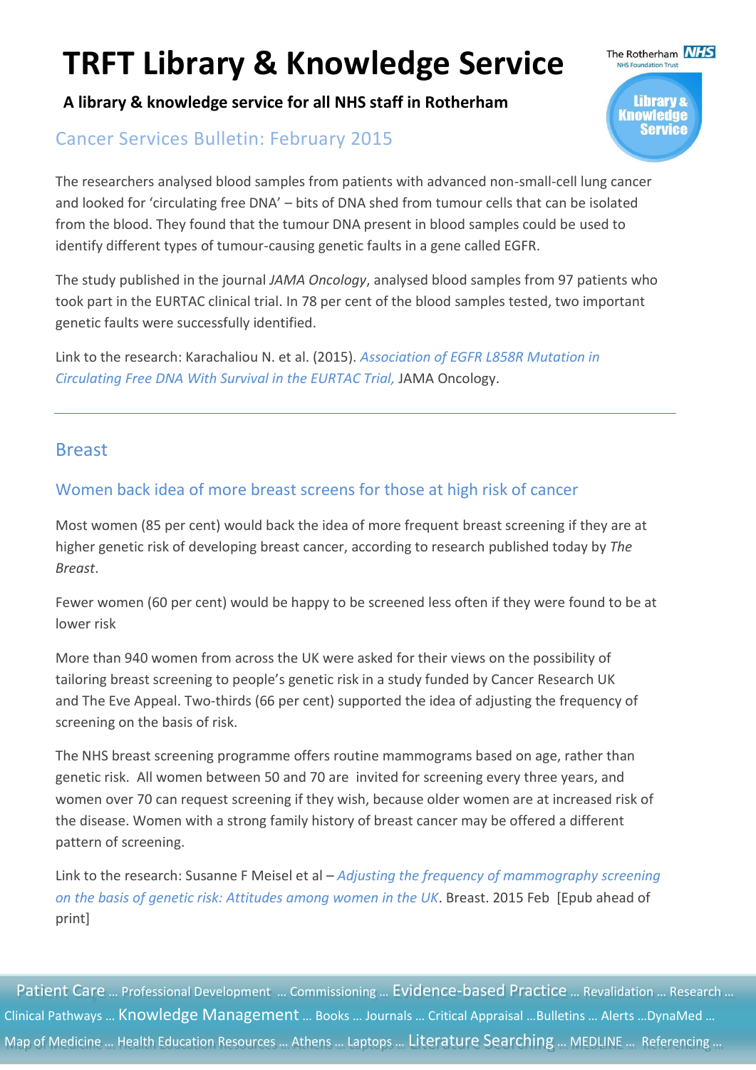The researchers analysed blood samples from patients with advanced non-small-cell lung cancer and looked for 'circulating free DNA' – bits of DNA shed from tumour cells that can be isolated from the blood. They found that the tumour DNA present in blood samples could be used to identify different types of tumour-causing genetic faults in a gene called EGFR.

The study published in the journal *JAMA Oncology*, analysed blood samples from 97 patients who took part in the EURTAC clinical trial. In 78 per cent of the blood samples tested, two important genetic faults were successfully identified.

Link to the research: Karachaliou N. et al. (2015). *Association of EGFR L858R Mutation in Circulating Free DNA With Survival in the EURTAC Trial,* JAMA Oncology.

---

## Breast

### Women back idea of more breast screens for those at high risk of cancer

Most women (85 per cent) would back the idea of more frequent breast screening if they are at higher genetic risk of developing breast cancer, according to research published today by *The Breast*.

Fewer women (60 per cent) would be happy to be screened less often if they were found to be at lower risk

More than 940 women from across the UK were asked for their views on the possibility of tailoring breast screening to people's genetic risk in a study funded by Cancer Research UK and The Eve Appeal. Two-thirds (66 per cent) supported the idea of adjusting the frequency of screening on the basis of risk.

The NHS breast screening programme offers routine mammograms based on age, rather than genetic risk. All women between 50 and 70 are invited for screening every three years, and women over 70 can request screening if they wish, because older women are at increased risk of the disease. Women with a strong family history of breast cancer may be offered a different pattern of screening.

Link to the research: Susanne F Meisel et al – *Adjusting the frequency of mammography screening on the basis of genetic risk: Attitudes among women in the UK*. Breast. 2015 Feb [Epub ahead of print]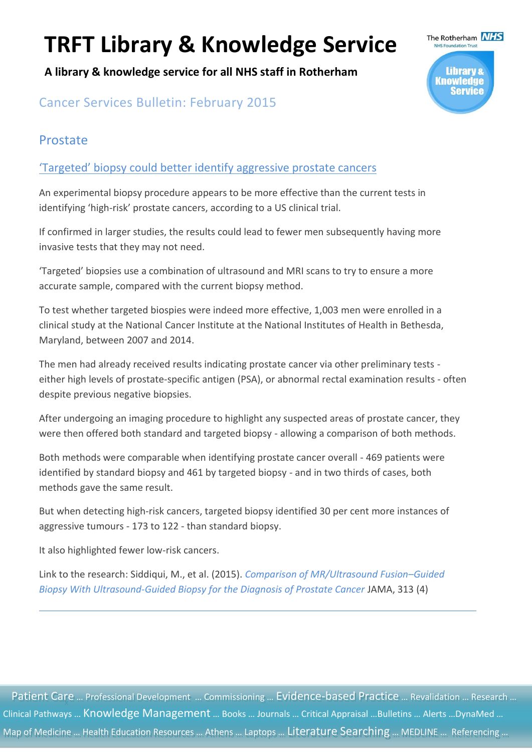# TRFT Library & Knowledge Service

**A library & knowledge service for all NHS staff in Rotherham**

## Cancer Services Bulletin: February 2015

## Prostate

### 'Targeted' biopsy could better identify aggressive prostate cancers

An experimental biopsy procedure appears to be more effective than the current tests in identifying 'high-risk' prostate cancers, according to a US clinical trial.

If confirmed in larger studies, the results could lead to fewer men subsequently having more invasive tests that they may not need.

'Targeted' biopsies use a combination of ultrasound and MRI scans to try to ensure a more accurate sample, compared with the current biopsy method.

To test whether targeted biospies were indeed more effective, 1,003 men were enrolled in a clinical study at the National Cancer Institute at the National Institutes of Health in Bethesda, Maryland, between 2007 and 2014.

The men had already received results indicating prostate cancer via other preliminary tests - either high levels of prostate-specific antigen (PSA), or abnormal rectal examination results - often despite previous negative biopsies.

After undergoing an imaging procedure to highlight any suspected areas of prostate cancer, they were then offered both standard and targeted biopsy - allowing a comparison of both methods.

Both methods were comparable when identifying prostate cancer overall - 469 patients were identified by standard biopsy and 461 by targeted biopsy - and in two thirds of cases, both methods gave the same result.

But when detecting high-risk cancers, targeted biopsy identified 30 per cent more instances of aggressive tumours - 173 to 122 - than standard biopsy.

It also highlighted fewer low-risk cancers.

Link to the research: Siddiqui, M., et al. (2015). *Comparison of MR/Ultrasound Fusion–Guided Biopsy With Ultrasound-Guided Biopsy for the Diagnosis of Prostate Cancer* JAMA, 313 (4)

---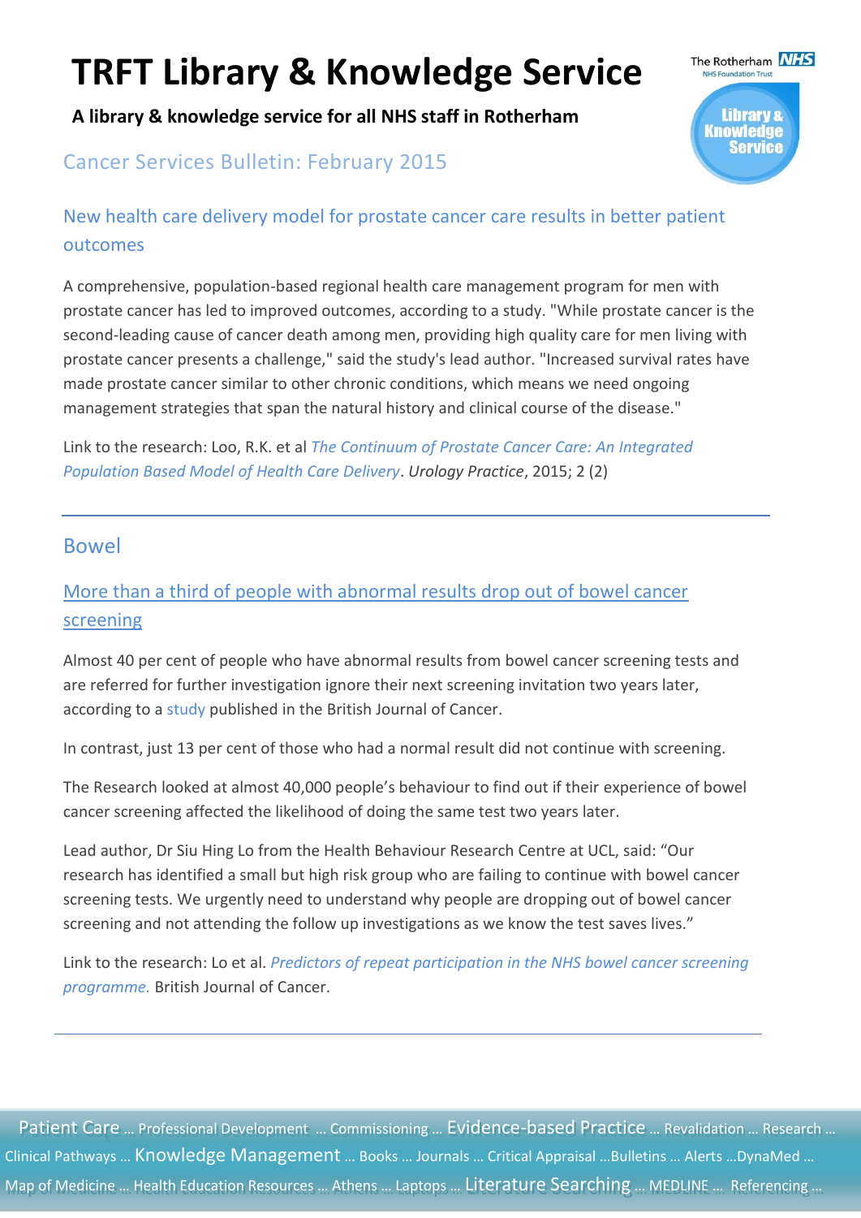# TRFT Library & Knowledge Service

**A library & knowledge service for all NHS staff in Rotherham**

## Cancer Services Bulletin: February 2015

### New health care delivery model for prostate cancer care results in better patient outcomes

A comprehensive, population-based regional health care management program for men with prostate cancer has led to improved outcomes, according to a study. "While prostate cancer is the second-leading cause of cancer death among men, providing high quality care for men living with prostate cancer presents a challenge," said the study's lead author. "Increased survival rates have made prostate cancer similar to other chronic conditions, which means we need ongoing management strategies that span the natural history and clinical course of the disease."

Link to the research: Loo, R.K. et al *The Continuum of Prostate Cancer Care: An Integrated Population Based Model of Health Care Delivery*. *Urology Practice*, 2015; 2 (2)

---

## Bowel

### More than a third of people with abnormal results drop out of bowel cancer screening

Almost 40 per cent of people who have abnormal results from bowel cancer screening tests and are referred for further investigation ignore their next screening invitation two years later, according to a study published in the British Journal of Cancer.

In contrast, just 13 per cent of those who had a normal result did not continue with screening.

The Research looked at almost 40,000 people's behaviour to find out if their experience of bowel cancer screening affected the likelihood of doing the same test two years later.

Lead author, Dr Siu Hing Lo from the Health Behaviour Research Centre at UCL, said: "Our research has identified a small but high risk group who are failing to continue with bowel cancer screening tests. We urgently need to understand why people are dropping out of bowel cancer screening and not attending the follow up investigations as we know the test saves lives."

Link to the research: Lo et al. *Predictors of repeat participation in the NHS bowel cancer screening programme.* British Journal of Cancer.

---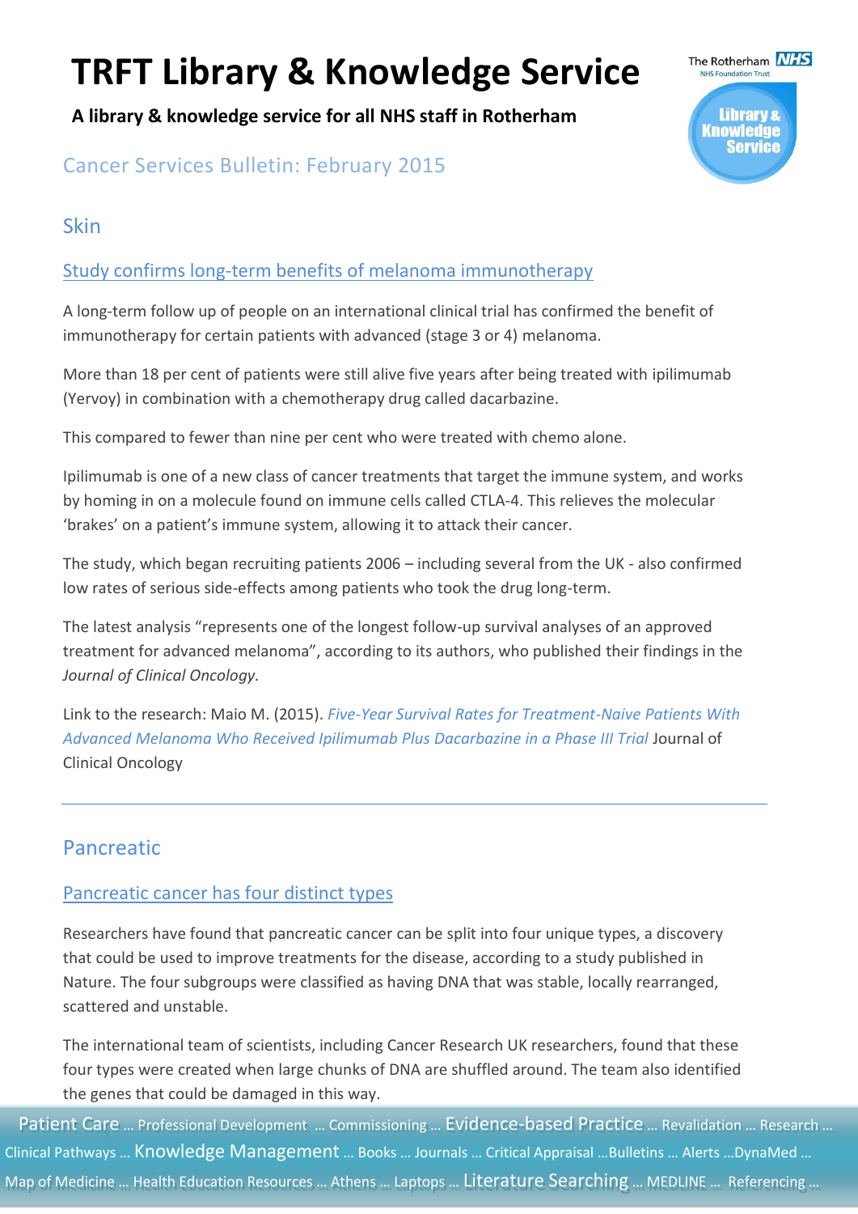# TRFT Library & Knowledge Service

**A library & knowledge service for all NHS staff in Rotherham**

## Cancer Services Bulletin: February 2015

## Skin

### Study confirms long-term benefits of melanoma immunotherapy

A long-term follow up of people on an international clinical trial has confirmed the benefit of immunotherapy for certain patients with advanced (stage 3 or 4) melanoma.

More than 18 per cent of patients were still alive five years after being treated with ipilimumab (Yervoy) in combination with a chemotherapy drug called dacarbazine.

This compared to fewer than nine per cent who were treated with chemo alone.

Ipilimumab is one of a new class of cancer treatments that target the immune system, and works by homing in on a molecule found on immune cells called CTLA-4. This relieves the molecular 'brakes' on a patient's immune system, allowing it to attack their cancer.

The study, which began recruiting patients 2006 – including several from the UK - also confirmed low rates of serious side-effects among patients who took the drug long-term.

The latest analysis "represents one of the longest follow-up survival analyses of an approved treatment for advanced melanoma", according to its authors, who published their findings in the *Journal of Clinical Oncology*.

Link to the research: Maio M. (2015). *Five-Year Survival Rates for Treatment-Naive Patients With Advanced Melanoma Who Received Ipilimumab Plus Dacarbazine in a Phase III Trial* Journal of Clinical Oncology

---

## Pancreatic

### Pancreatic cancer has four distinct types

Researchers have found that pancreatic cancer can be split into four unique types, a discovery that could be used to improve treatments for the disease, according to a study published in Nature. The four subgroups were classified as having DNA that was stable, locally rearranged, scattered and unstable.

The international team of scientists, including Cancer Research UK researchers, found that these four types were created when large chunks of DNA are shuffled around. The team also identified the genes that could be damaged in this way.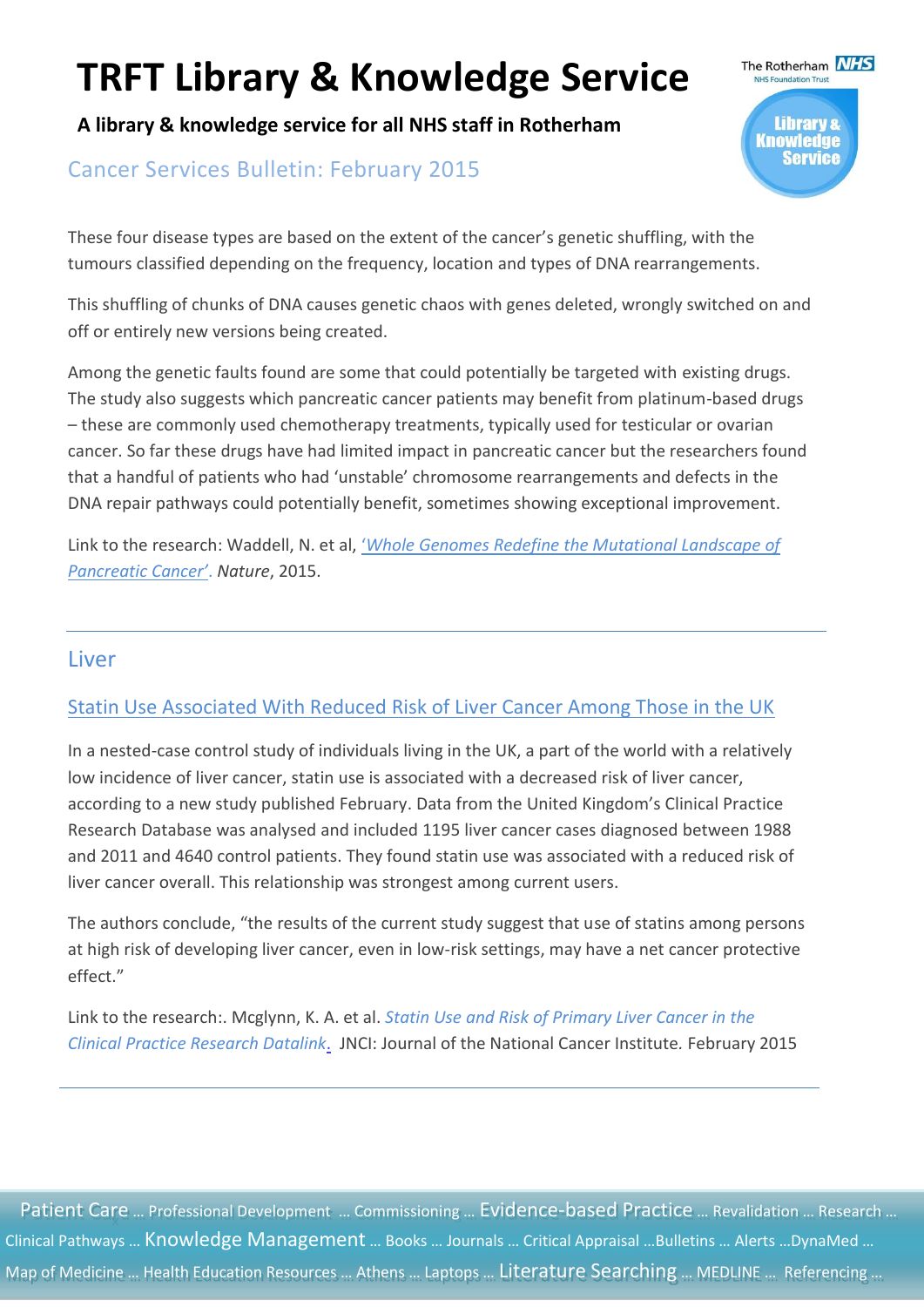These four disease types are based on the extent of the cancer's genetic shuffling, with the tumours classified depending on the frequency, location and types of DNA rearrangements.

This shuffling of chunks of DNA causes genetic chaos with genes deleted, wrongly switched on and off or entirely new versions being created.

Among the genetic faults found are some that could potentially be targeted with existing drugs. The study also suggests which pancreatic cancer patients may benefit from platinum-based drugs – these are commonly used chemotherapy treatments, typically used for testicular or ovarian cancer. So far these drugs have had limited impact in pancreatic cancer but the researchers found that a handful of patients who had 'unstable' chromosome rearrangements and defects in the DNA repair pathways could potentially benefit, sometimes showing exceptional improvement.

Link to the research: Waddell, N. et al, *'Whole Genomes Redefine the Mutational Landscape of Pancreatic Cancer'.* *Nature*, 2015.

---

## Liver

### Statin Use Associated With Reduced Risk of Liver Cancer Among Those in the UK

In a nested-case control study of individuals living in the UK, a part of the world with a relatively low incidence of liver cancer, statin use is associated with a decreased risk of liver cancer, according to a new study published February. Data from the United Kingdom's Clinical Practice Research Database was analysed and included 1195 liver cancer cases diagnosed between 1988 and 2011 and 4640 control patients. They found statin use was associated with a reduced risk of liver cancer overall. This relationship was strongest among current users.

The authors conclude, "the results of the current study suggest that use of statins among persons at high risk of developing liver cancer, even in low-risk settings, may have a net cancer protective effect."

Link to the research:. Mcglynn, K. A. et al. *Statin Use and Risk of Primary Liver Cancer in the Clinical Practice Research Datalink*. JNCI: Journal of the National Cancer Institute. February 2015

---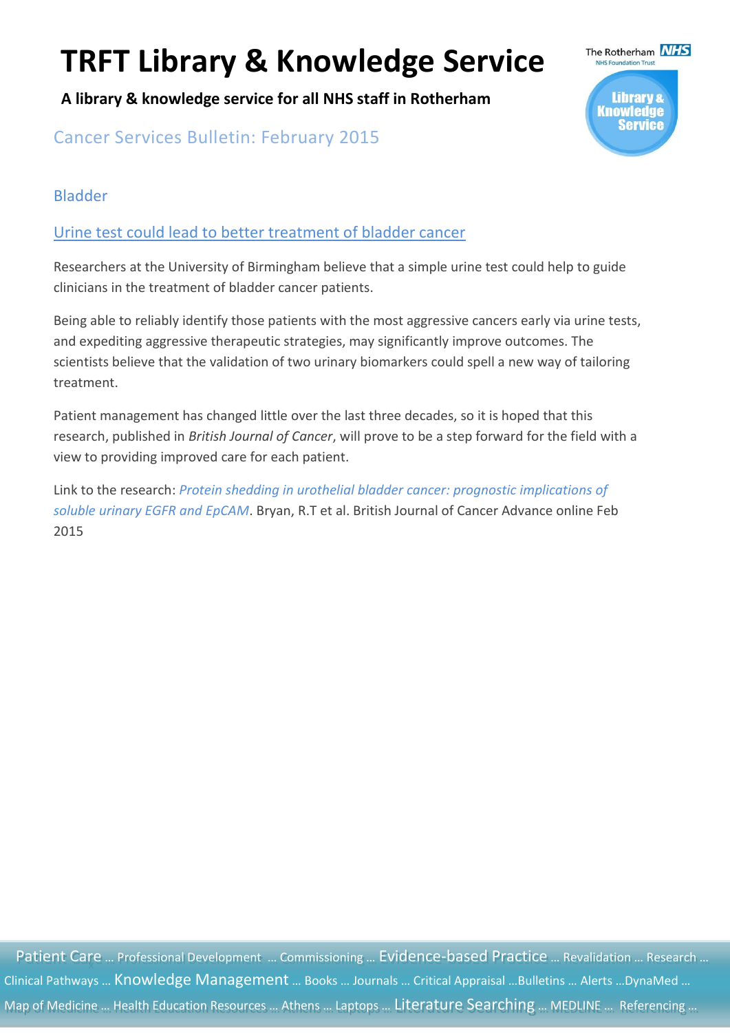# TRFT Library & Knowledge Service

**A library & knowledge service for all NHS staff in Rotherham**

## Cancer Services Bulletin: February 2015

### Bladder

#### Urine test could lead to better treatment of bladder cancer

Researchers at the University of Birmingham believe that a simple urine test could help to guide clinicians in the treatment of bladder cancer patients.

Being able to reliably identify those patients with the most aggressive cancers early via urine tests, and expediting aggressive therapeutic strategies, may significantly improve outcomes. The scientists believe that the validation of two urinary biomarkers could spell a new way of tailoring treatment.

Patient management has changed little over the last three decades, so it is hoped that this research, published in *British Journal of Cancer*, will prove to be a step forward for the field with a view to providing improved care for each patient.

Link to the research: *Protein shedding in urothelial bladder cancer: prognostic implications of soluble urinary EGFR and EpCAM*. Bryan, R.T et al. British Journal of Cancer Advance online Feb 2015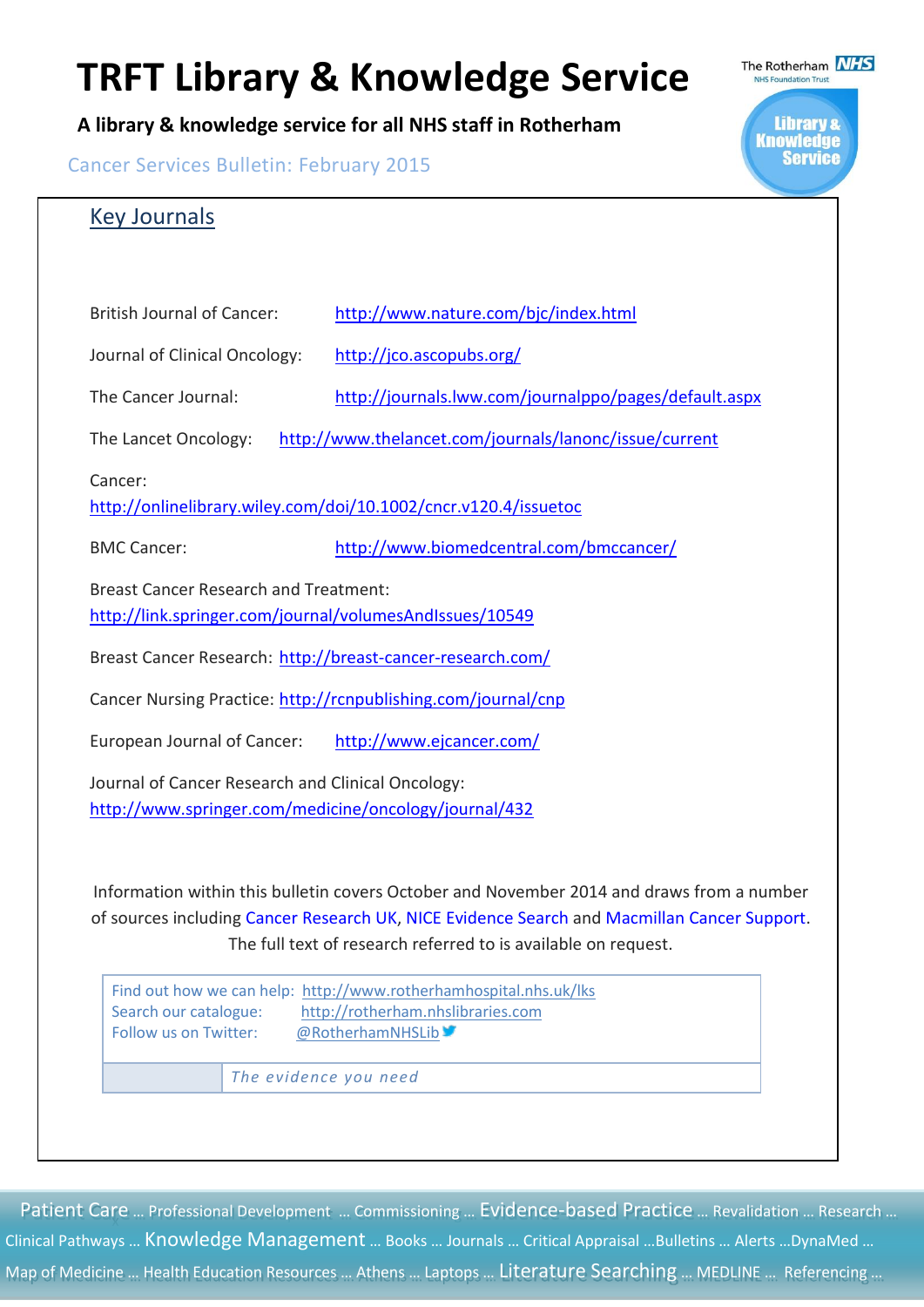# TRFT Library & Knowledge Service

**A library & knowledge service for all NHS staff in Rotherham**

Cancer Services Bulletin: February 2015

## Key Journals

British Journal of Cancer: http://www.nature.com/bjc/index.html

Journal of Clinical Oncology: http://jco.ascopubs.org/

The Cancer Journal: http://journals.lww.com/journalppo/pages/default.aspx

The Lancet Oncology: http://www.thelancet.com/journals/lanonc/issue/current

Cancer:
http://onlinelibrary.wiley.com/doi/10.1002/cncr.v120.4/issuetoc

BMC Cancer: http://www.biomedcentral.com/bmccancer/

Breast Cancer Research and Treatment:
http://link.springer.com/journal/volumesAndIssues/10549

Breast Cancer Research: http://breast-cancer-research.com/

Cancer Nursing Practice: http://rcnpublishing.com/journal/cnp

European Journal of Cancer: http://www.ejcancer.com/

Journal of Cancer Research and Clinical Oncology:
http://www.springer.com/medicine/oncology/journal/432

Information within this bulletin covers October and November 2014 and draws from a number of sources including Cancer Research UK, NICE Evidence Search and Macmillan Cancer Support. The full text of research referred to is available on request.

Find out how we can help: http://www.rotherhamhospital.nhs.uk/lks
Search our catalogue: http://rotherham.nhslibraries.com
Follow us on Twitter: @RotherhamNHSLib

*The evidence you need*

Patient Care ... Professional Development ... Commissioning ... Evidence-based Practice ... Revalidation ... Research ... Clinical Pathways ... Knowledge Management ... Books ... Journals ... Critical Appraisal ...Bulletins ... Alerts ...DynaMed ... Map of Medicine ... Health Education Resources ... Athens ... Laptops ... Literature Searching ... MEDLINE ... Referencing ...